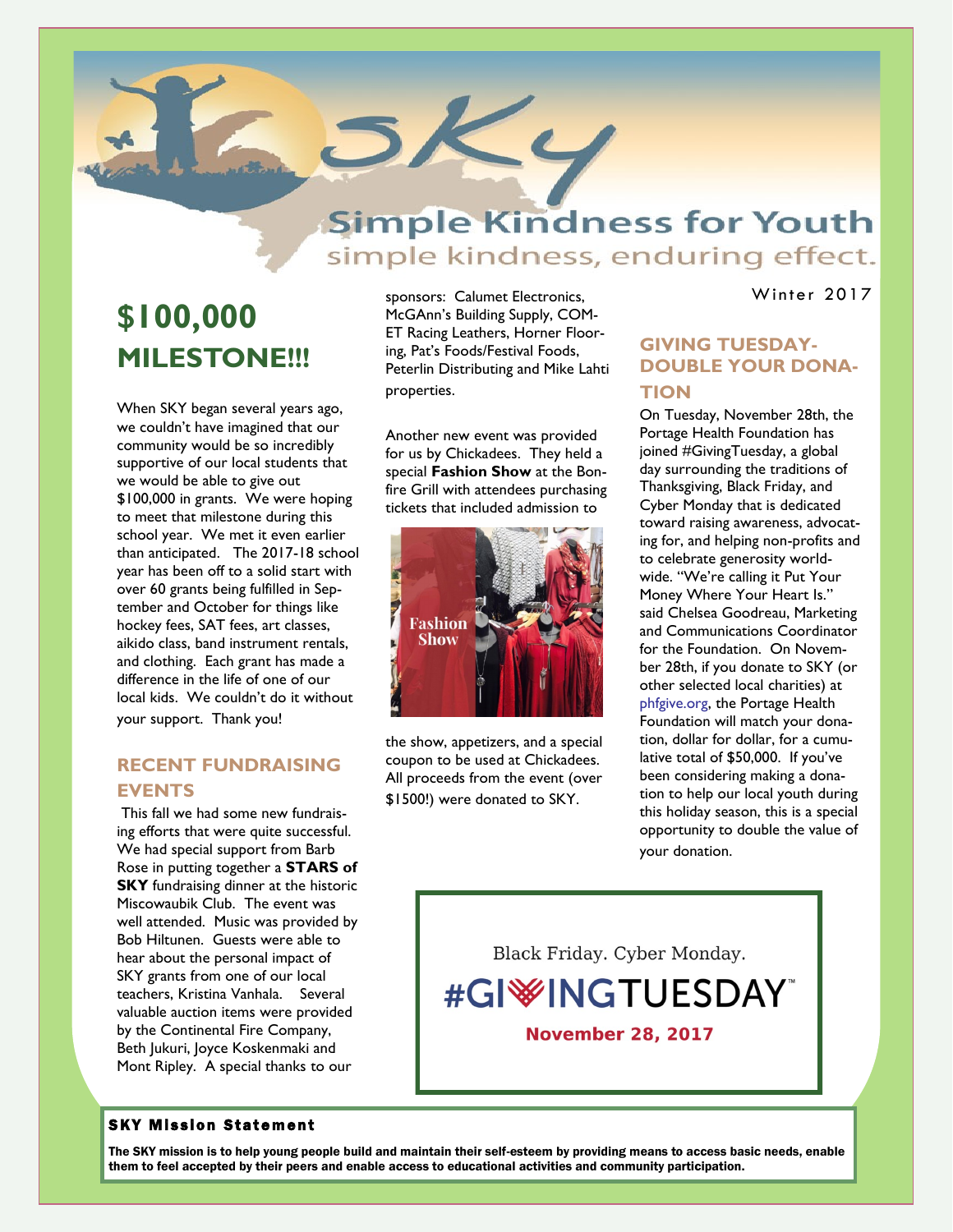# SKY

## Simple Kindness for Youth

simple kindness, enduring effect.

Winter 2017

## $100,000 MILESTONE!!!

When SKY began several years ago, we couldn't have imagined that our community would be so incredibly supportive of our local students that we would be able to give out $100,000 in grants. We were hoping to meet that milestone during this school year. We met it even earlier than anticipated. The 2017-18 school year has been off to a solid start with over 60 grants being fulfilled in September and October for things like hockey fees, SAT fees, art classes, aikido class, band instrument rentals, and clothing. Each grant has made a difference in the life of one of our local kids. We couldn't do it without your support. Thank you!

### RECENT FUNDRAISING EVENTS

This fall we had some new fundraising efforts that were quite successful. We had special support from Barb Rose in putting together a **STARS of SKY** fundraising dinner at the historic Miscowaubik Club. The event was well attended. Music was provided by Bob Hiltunen. Guests were able to hear about the personal impact of SKY grants from one of our local teachers, Kristina Vanhala. Several valuable auction items were provided by the Continental Fire Company, Beth Jukuri, Joyce Koskenmaki and Mont Ripley. A special thanks to our sponsors: Calumet Electronics, McGAnn's Building Supply, COMET Racing Leathers, Horner Flooring, Pat's Foods/Festival Foods, Peterlin Distributing and Mike Lahti properties.

Another new event was provided for us by Chickadees. They held a special **Fashion Show** at the Bonfire Grill with attendees purchasing tickets that included admission to the show, appetizers, and a special coupon to be used at Chickadees. All proceeds from the event (over $1500!) were donated to SKY.

### GIVING TUESDAY- DOUBLE YOUR DONATION

On Tuesday, November 28th, the Portage Health Foundation has joined #GivingTuesday, a global day surrounding the traditions of Thanksgiving, Black Friday, and Cyber Monday that is dedicated toward raising awareness, advocating for, and helping non-profits and to celebrate generosity worldwide. "We're calling it Put Your Money Where Your Heart Is." said Chelsea Goodreau, Marketing and Communications Coordinator for the Foundation. On November 28th, if you donate to SKY (or other selected local charities) at phfgive.org, the Portage Health Foundation will match your donation, dollar for dollar, for a cumulative total of $50,000. If you've been considering making a donation to help our local youth during this holiday season, this is a special opportunity to double the value of your donation.

Black Friday. Cyber Monday.

#GIVINGTUESDAY

**November 28, 2017**

**SKY Mission Statement**

**The SKY mission is to help young people build and maintain their self-esteem by providing means to access basic needs, enable them to feel accepted by their peers and enable access to educational activities and community participation.**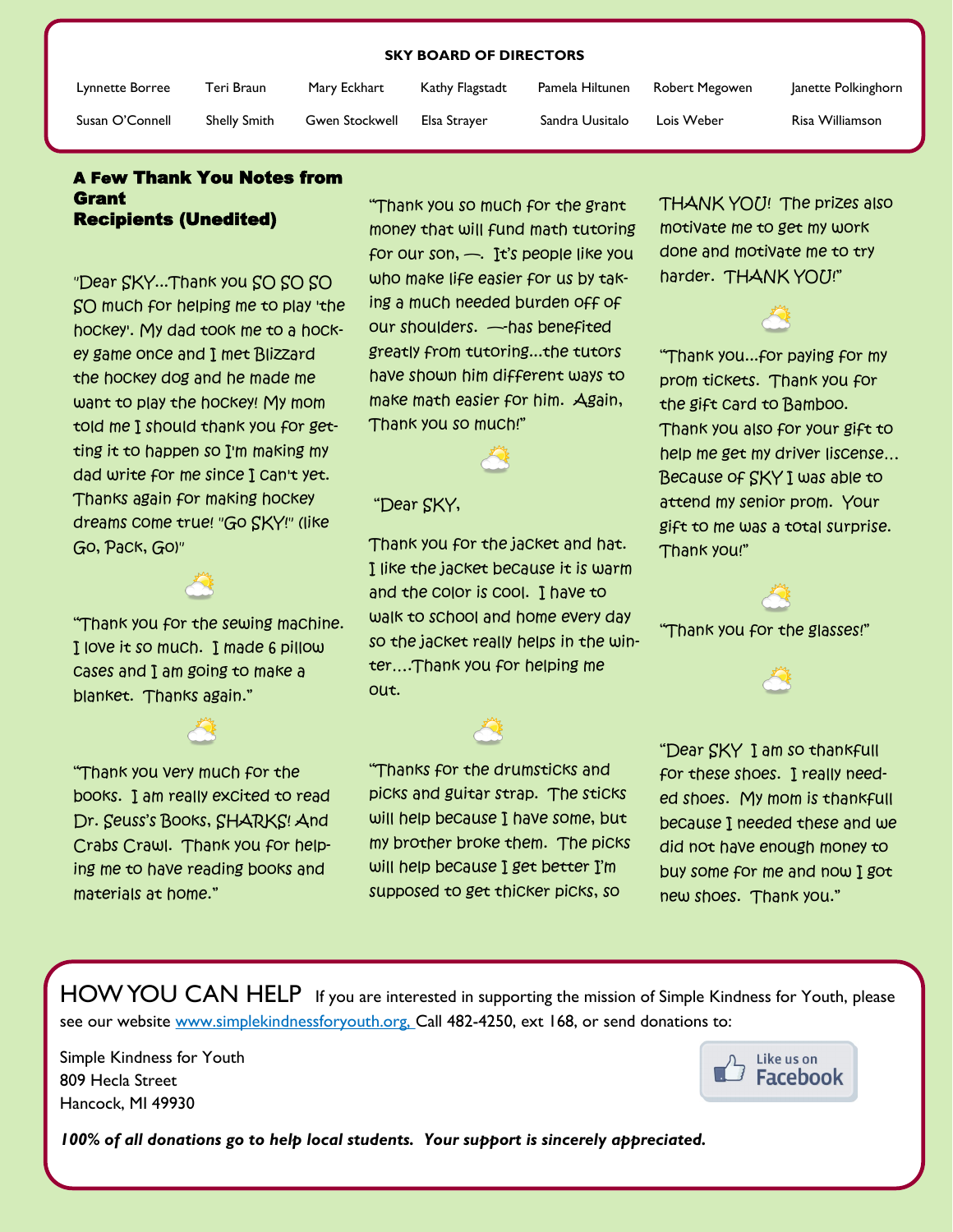**SKY BOARD OF DIRECTORS**

Lynnette Borree, Teri Braun, Mary Eckhart, Kathy Flagstadt, Pamela Hiltunen, Robert Megowen, Janette Polkinghorn, Susan O'Connell, Shelly Smith, Gwen Stockwell, Elsa Strayer, Sandra Uusitalo, Lois Weber, Risa Williamson

## A Few Thank You Notes from Grant Recipients (Unedited)

"Dear SKY...Thank you SO SO SO SO much for helping me to play 'the hockey'. My dad took me to a hockey game once and I met Blizzard the hockey dog and he made me want to play the hockey! My mom told me I should thank you for getting it to happen so I'm making my dad write for me since I can't yet. Thanks again for making hockey dreams come true! "Go SKY!" (like Go, Pack, Go)"

"Thank you for the sewing machine. I love it so much. I made 6 pillow cases and I am going to make a blanket. Thanks again."

"Thank you very much for the books. I am really excited to read Dr. Seuss's Books, SHARKS! And Crabs Crawl. Thank you for helping me to have reading books and materials at home."

"Thank you so much for the grant money that will fund math tutoring for our son, —. It's people like you who make life easier for us by taking a much needed burden off of our shoulders. —-has benefited greatly from tutoring...the tutors have shown him different ways to make math easier for him. Again, Thank you so much!"

"Dear SKY,

Thank you for the jacket and hat. I like the jacket because it is warm and the color is cool. I have to walk to school and home every day so the jacket really helps in the winter….Thank you for helping me out.

"Thanks for the drumsticks and picks and guitar strap. The sticks will help because I have some, but my brother broke them. The picks will help because I get better I'm supposed to get thicker picks, so THANK YOU! The prizes also motivate me to get my work done and motivate me to try harder. THANK YOU!"

"Thank you...for paying for my prom tickets. Thank you for the gift card to Bamboo. Thank you also for your gift to help me get my driver liscense… Because of SKY I was able to attend my senior prom. Your gift to me was a total surprise. Thank you!"

"Thank you for the glasses!"

"Dear SKY I am so thankfull for these shoes. I really needed shoes. My mom is thankfull because I needed these and we did not have enough money to buy some for me and now I got new shoes. Thank you."

## HOW YOU CAN HELP

If you are interested in supporting the mission of Simple Kindness for Youth, please see our website www.simplekindnessforyouth.org, Call 482-4250, ext 168, or send donations to:

Simple Kindness for Youth
809 Hecla Street
Hancock, MI 49930

Like us on Facebook

***100% of all donations go to help local students. Your support is sincerely appreciated.***